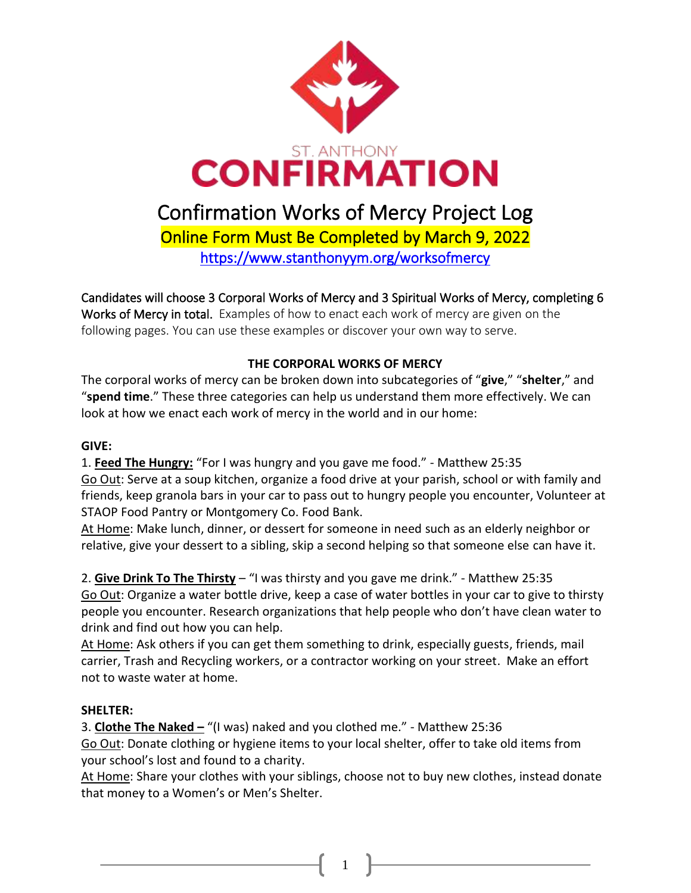ST. ANTHONY

# CONFIRMATION

## Confirmation Works of Mercy Project Log

Online Form Must Be Completed by March 9, 2022

https://www.stanthonyym.org/worksofmercy

Candidates will choose 3 Corporal Works of Mercy and 3 Spiritual Works of Mercy, completing 6 Works of Mercy in total. Examples of how to enact each work of mercy are given on the following pages. You can use these examples or discover your own way to serve.

### THE CORPORAL WORKS OF MERCY

The corporal works of mercy can be broken down into subcategories of "**give**," "**shelter**," and "**spend time**." These three categories can help us understand them more effectively. We can look at how we enact each work of mercy in the world and in our home:

**GIVE:**

1. **Feed The Hungry:** "For I was hungry and you gave me food." - Matthew 25:35

Go Out: Serve at a soup kitchen, organize a food drive at your parish, school or with family and friends, keep granola bars in your car to pass out to hungry people you encounter, Volunteer at STAOP Food Pantry or Montgomery Co. Food Bank.

At Home: Make lunch, dinner, or dessert for someone in need such as an elderly neighbor or relative, give your dessert to a sibling, skip a second helping so that someone else can have it.

2. **Give Drink To The Thirsty** – "I was thirsty and you gave me drink." - Matthew 25:35

Go Out: Organize a water bottle drive, keep a case of water bottles in your car to give to thirsty people you encounter. Research organizations that help people who don't have clean water to drink and find out how you can help.

At Home: Ask others if you can get them something to drink, especially guests, friends, mail carrier, Trash and Recycling workers, or a contractor working on your street. Make an effort not to waste water at home.

**SHELTER:**

3. **Clothe The Naked –** "(I was) naked and you clothed me." - Matthew 25:36

Go Out: Donate clothing or hygiene items to your local shelter, offer to take old items from your school's lost and found to a charity.

At Home: Share your clothes with your siblings, choose not to buy new clothes, instead donate that money to a Women's or Men's Shelter.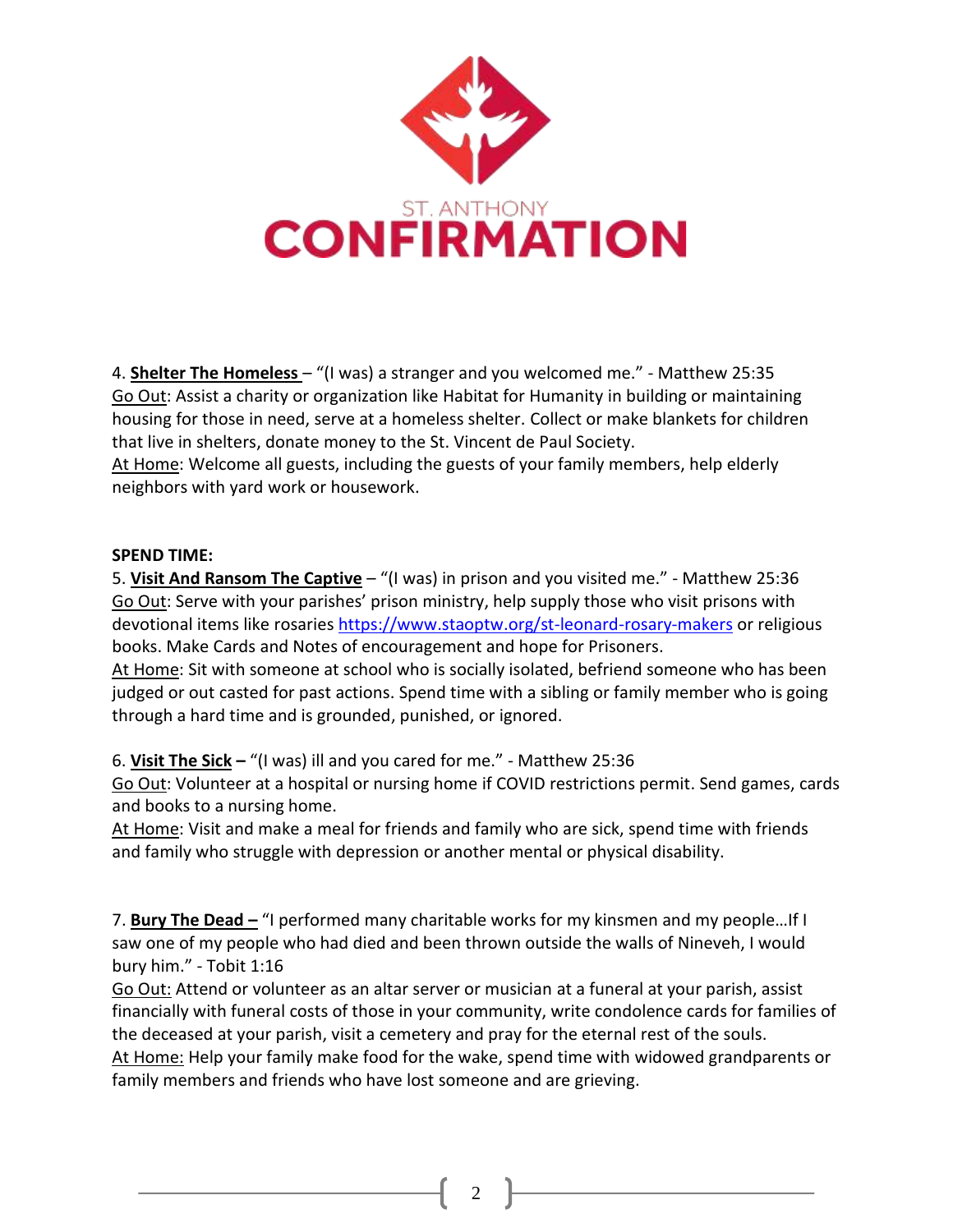ST. ANTHONY

CONFIRMATION

4. **Shelter The Homeless** – "(I was) a stranger and you welcomed me." - Matthew 25:35
Go Out: Assist a charity or organization like Habitat for Humanity in building or maintaining housing for those in need, serve at a homeless shelter. Collect or make blankets for children that live in shelters, donate money to the St. Vincent de Paul Society.
At Home: Welcome all guests, including the guests of your family members, help elderly neighbors with yard work or housework.

**SPEND TIME:**

5. **Visit And Ransom The Captive** – "(I was) in prison and you visited me." - Matthew 25:36
Go Out: Serve with your parishes' prison ministry, help supply those who visit prisons with devotional items like rosaries https://www.staoptw.org/st-leonard-rosary-makers or religious books. Make Cards and Notes of encouragement and hope for Prisoners.
At Home: Sit with someone at school who is socially isolated, befriend someone who has been judged or out casted for past actions. Spend time with a sibling or family member who is going through a hard time and is grounded, punished, or ignored.

6. **Visit The Sick –** "(I was) ill and you cared for me." - Matthew 25:36
Go Out: Volunteer at a hospital or nursing home if COVID restrictions permit. Send games, cards and books to a nursing home.
At Home: Visit and make a meal for friends and family who are sick, spend time with friends and family who struggle with depression or another mental or physical disability.

7. **Bury The Dead –** "I performed many charitable works for my kinsmen and my people…If I saw one of my people who had died and been thrown outside the walls of Nineveh, I would bury him." - Tobit 1:16
Go Out: Attend or volunteer as an altar server or musician at a funeral at your parish, assist financially with funeral costs of those in your community, write condolence cards for families of the deceased at your parish, visit a cemetery and pray for the eternal rest of the souls.
At Home: Help your family make food for the wake, spend time with widowed grandparents or family members and friends who have lost someone and are grieving.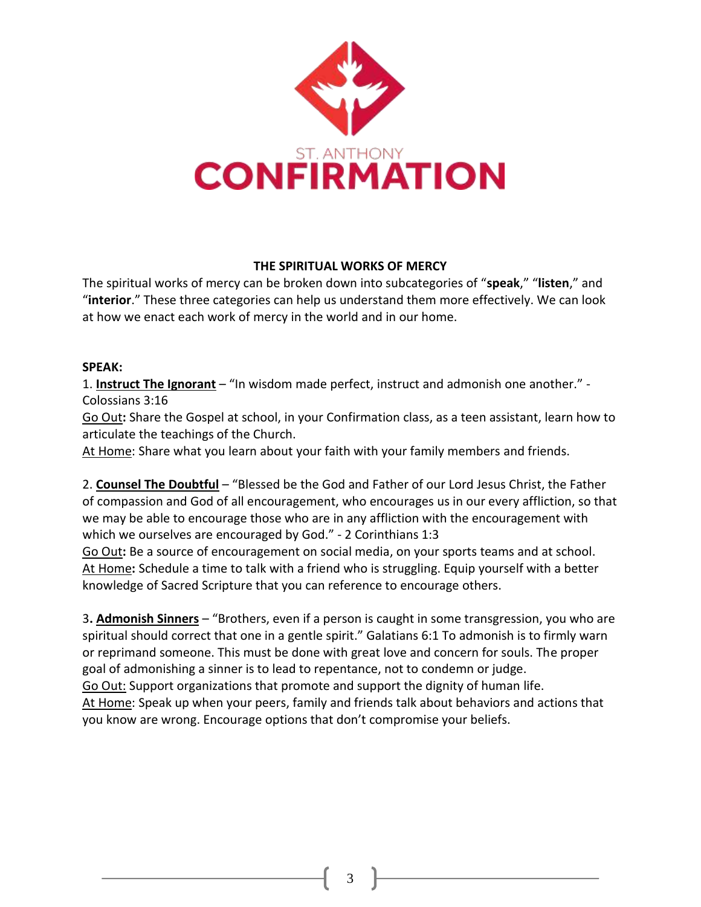ST. ANTHONY
# CONFIRMATION

## THE SPIRITUAL WORKS OF MERCY

The spiritual works of mercy can be broken down into subcategories of "**speak**," "**listen**," and "**interior**." These three categories can help us understand them more effectively. We can look at how we enact each work of mercy in the world and in our home.

**SPEAK:**

1. **Instruct The Ignorant** – "In wisdom made perfect, instruct and admonish one another." - Colossians 3:16
Go Out**:** Share the Gospel at school, in your Confirmation class, as a teen assistant, learn how to articulate the teachings of the Church.
At Home: Share what you learn about your faith with your family members and friends.

2. **Counsel The Doubtful** – "Blessed be the God and Father of our Lord Jesus Christ, the Father of compassion and God of all encouragement, who encourages us in our every affliction, so that we may be able to encourage those who are in any affliction with the encouragement with which we ourselves are encouraged by God." - 2 Corinthians 1:3
Go Out**:** Be a source of encouragement on social media, on your sports teams and at school.
At Home**:** Schedule a time to talk with a friend who is struggling. Equip yourself with a better knowledge of Sacred Scripture that you can reference to encourage others.

3**. Admonish Sinners** – "Brothers, even if a person is caught in some transgression, you who are spiritual should correct that one in a gentle spirit." Galatians 6:1 To admonish is to firmly warn or reprimand someone. This must be done with great love and concern for souls. The proper goal of admonishing a sinner is to lead to repentance, not to condemn or judge.
Go Out: Support organizations that promote and support the dignity of human life.
At Home: Speak up when your peers, family and friends talk about behaviors and actions that you know are wrong. Encourage options that don't compromise your beliefs.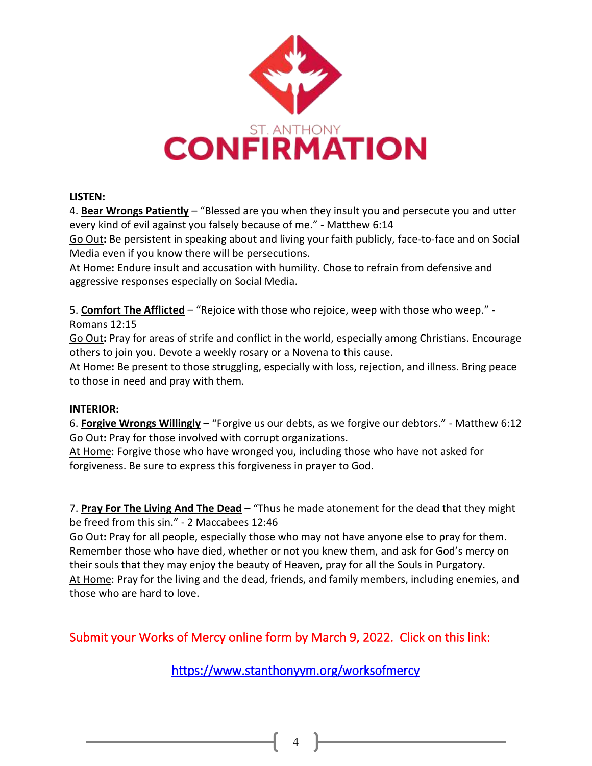ST. ANTHONY

# CONFIRMATION

**LISTEN:**

4. **Bear Wrongs Patiently** – "Blessed are you when they insult you and persecute you and utter every kind of evil against you falsely because of me." - Matthew 6:14
Go Out**:** Be persistent in speaking about and living your faith publicly, face-to-face and on Social Media even if you know there will be persecutions.
At Home**:** Endure insult and accusation with humility. Chose to refrain from defensive and aggressive responses especially on Social Media.

5. **Comfort The Afflicted** – "Rejoice with those who rejoice, weep with those who weep." - Romans 12:15
Go Out**:** Pray for areas of strife and conflict in the world, especially among Christians. Encourage others to join you. Devote a weekly rosary or a Novena to this cause.
At Home**:** Be present to those struggling, especially with loss, rejection, and illness. Bring peace to those in need and pray with them.

**INTERIOR:**

6. **Forgive Wrongs Willingly** – "Forgive us our debts, as we forgive our debtors." - Matthew 6:12
Go Out**:** Pray for those involved with corrupt organizations.
At Home: Forgive those who have wronged you, including those who have not asked for forgiveness. Be sure to express this forgiveness in prayer to God.

7. **Pray For The Living And The Dead** – "Thus he made atonement for the dead that they might be freed from this sin." - 2 Maccabees 12:46
Go Out**:** Pray for all people, especially those who may not have anyone else to pray for them. Remember those who have died, whether or not you knew them, and ask for God's mercy on their souls that they may enjoy the beauty of Heaven, pray for all the Souls in Purgatory.
At Home: Pray for the living and the dead, friends, and family members, including enemies, and those who are hard to love.

Submit your Works of Mercy online form by March 9, 2022. Click on this link:

https://www.stanthonyym.org/worksofmercy